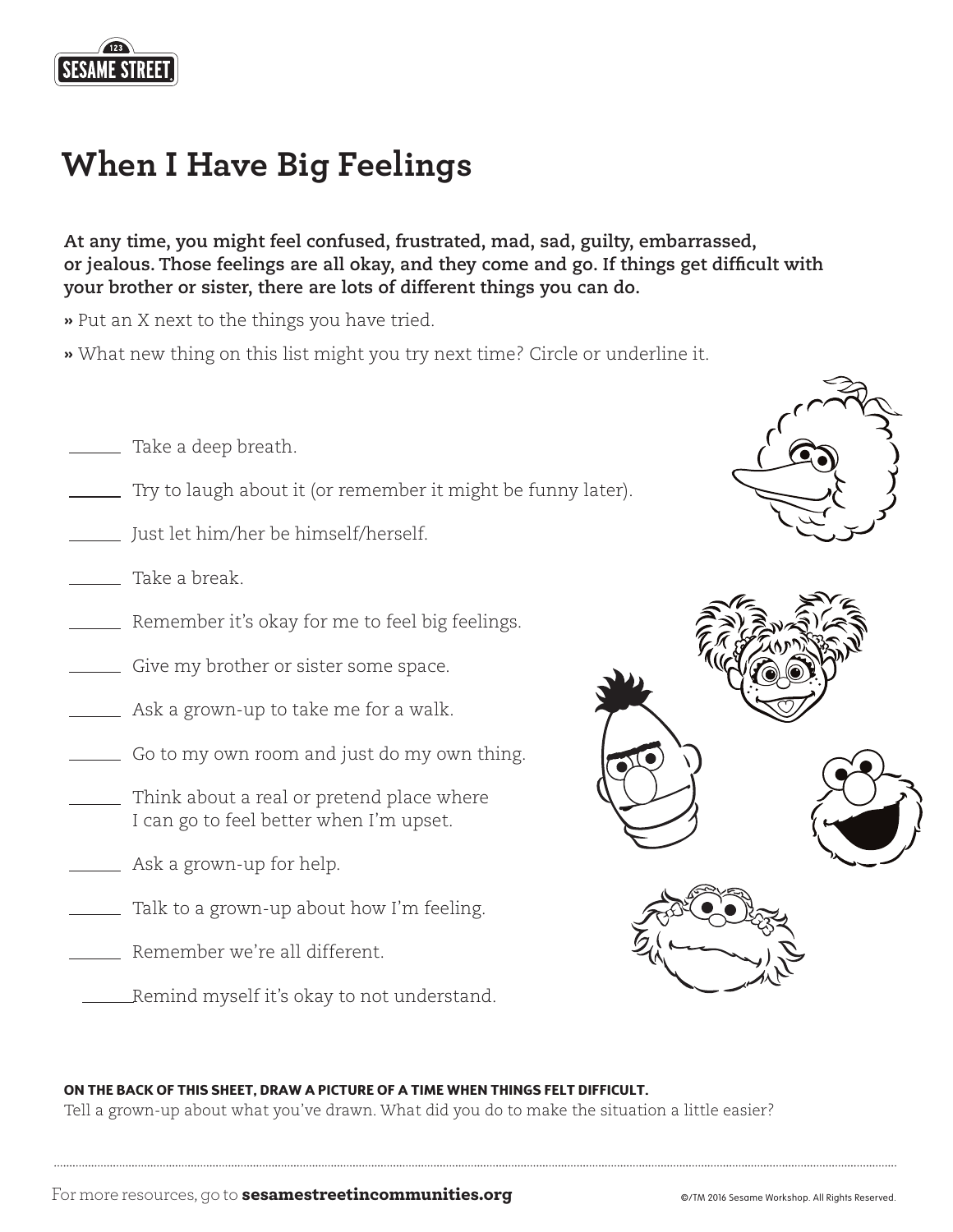SESAME STREET

# When I Have Big Feelings

**At any time, you might feel confused, frustrated, mad, sad, guilty, embarrassed, or jealous. Those feelings are all okay, and they come and go. If things get difficult with your brother or sister, there are lots of different things you can do.**

**»** Put an X next to the things you have tried.

**»** What new thing on this list might you try next time? Circle or underline it.

- ______ Take a deep breath.
- ______ Try to laugh about it (or remember it might be funny later).
- ______ Just let him/her be himself/herself.
- ______ Take a break.
- ______ Remember it's okay for me to feel big feelings.
- ______ Give my brother or sister some space.
- ______ Ask a grown-up to take me for a walk.
- ______ Go to my own room and just do my own thing.
- ______ Think about a real or pretend place where I can go to feel better when I'm upset.
- ______ Ask a grown-up for help.
- ______ Talk to a grown-up about how I'm feeling.
- ______ Remember we're all different.
- ______ Remind myself it's okay to not understand.

**ON THE BACK OF THIS SHEET, DRAW A PICTURE OF A TIME WHEN THINGS FELT DIFFICULT.**
Tell a grown-up about what you've drawn. What did you do to make the situation a little easier?

For more resources, go to **sesamestreetincommunities.org**

©/TM 2016 Sesame Workshop. All Rights Reserved.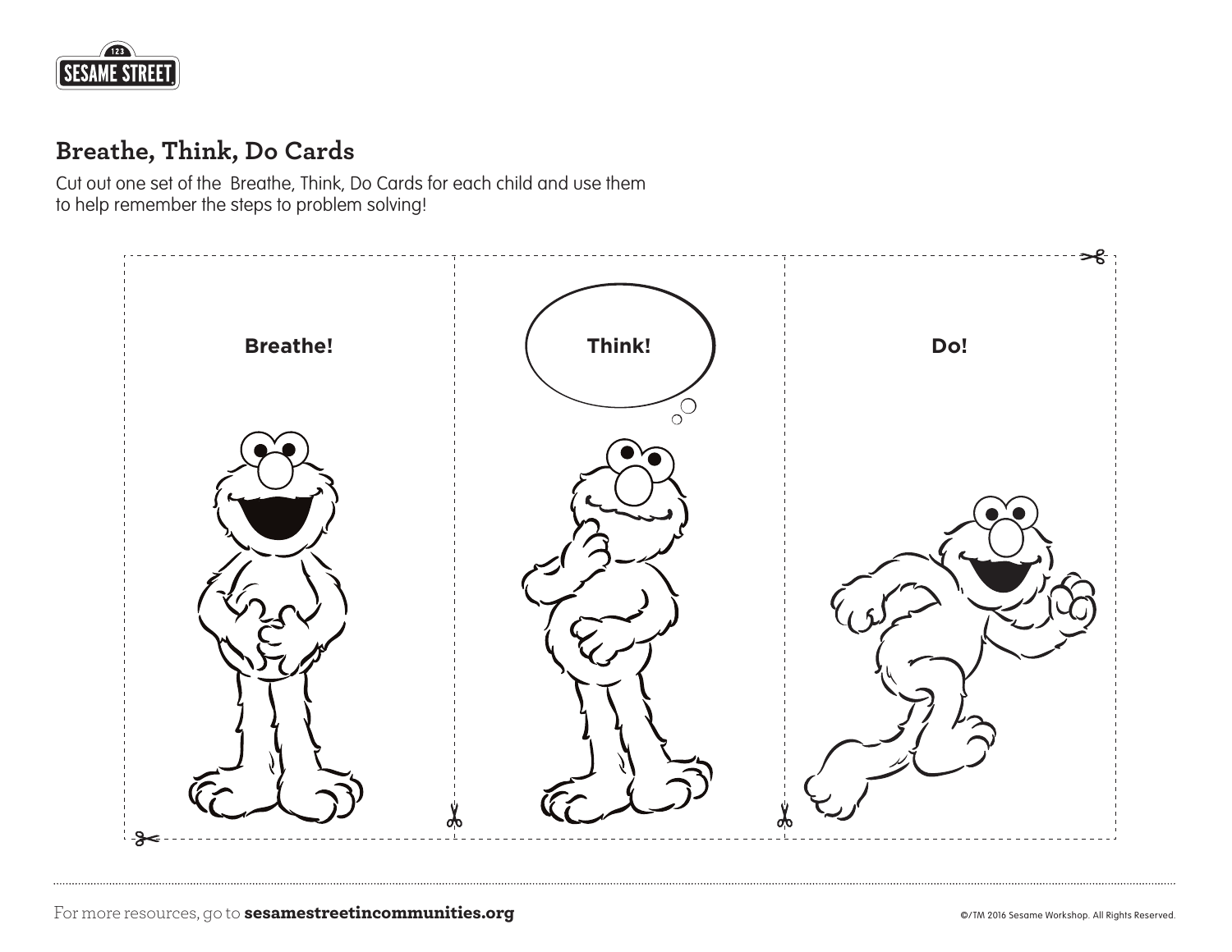## Breathe, Think, Do Cards

Cut out one set of the Breathe, Think, Do Cards for each child and use them to help remember the steps to problem solving!

**Breathe!**

**Think!**

**Do!**

For more resources, go to **sesamestreetincommunities.org**

©/TM 2016 Sesame Workshop. All Rights Reserved.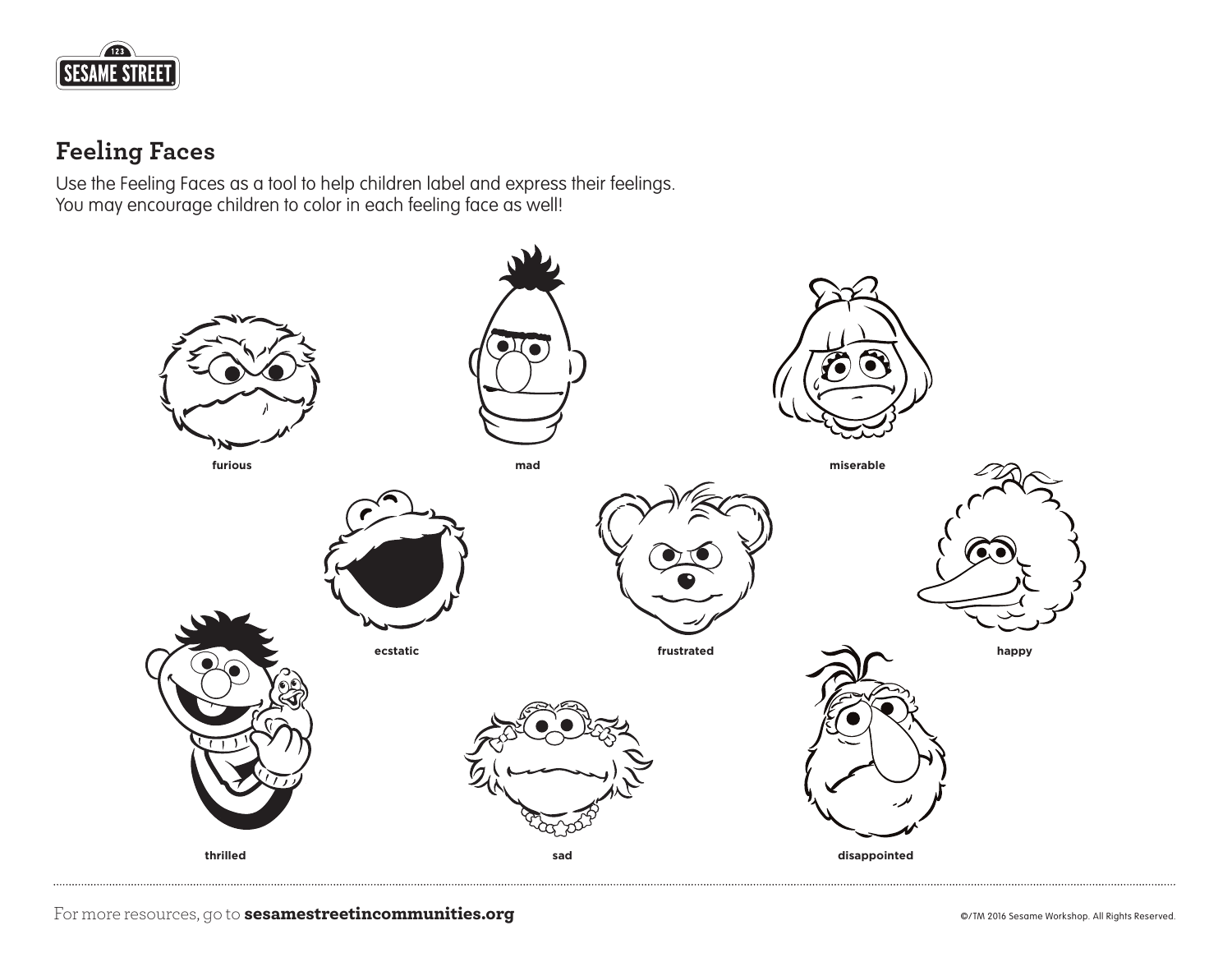## Feeling Faces

Use the Feeling Faces as a tool to help children label and express their feelings.
You may encourage children to color in each feeling face as well!

furious

mad

miserable

ecstatic

frustrated

happy

thrilled

sad

disappointed

For more resources, go to **sesamestreetincommunities.org**

©/TM 2016 Sesame Workshop. All Rights Reserved.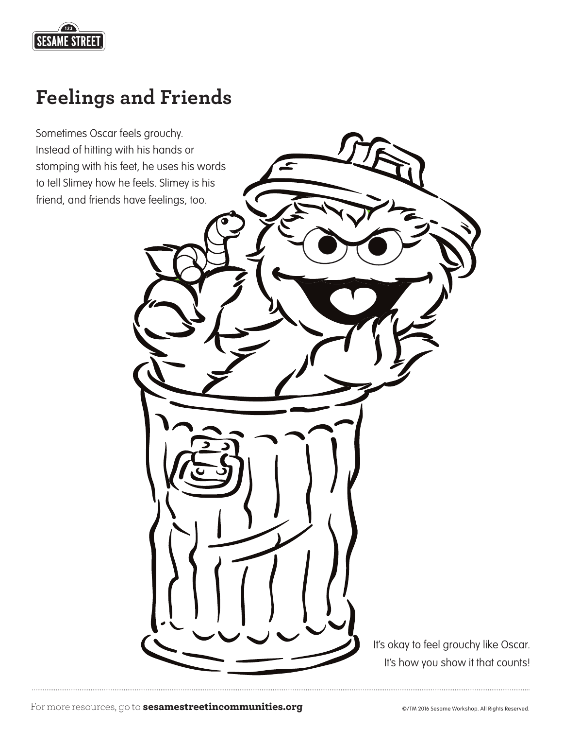# Feelings and Friends

Sometimes Oscar feels grouchy. Instead of hitting with his hands or stomping with his feet, he uses his words to tell Slimey how he feels. Slimey is his friend, and friends have feelings, too.

It's okay to feel grouchy like Oscar. It's how you show it that counts!

For more resources, go to **sesamestreetincommunities.org**

©/TM 2016 Sesame Workshop. All Rights Reserved.